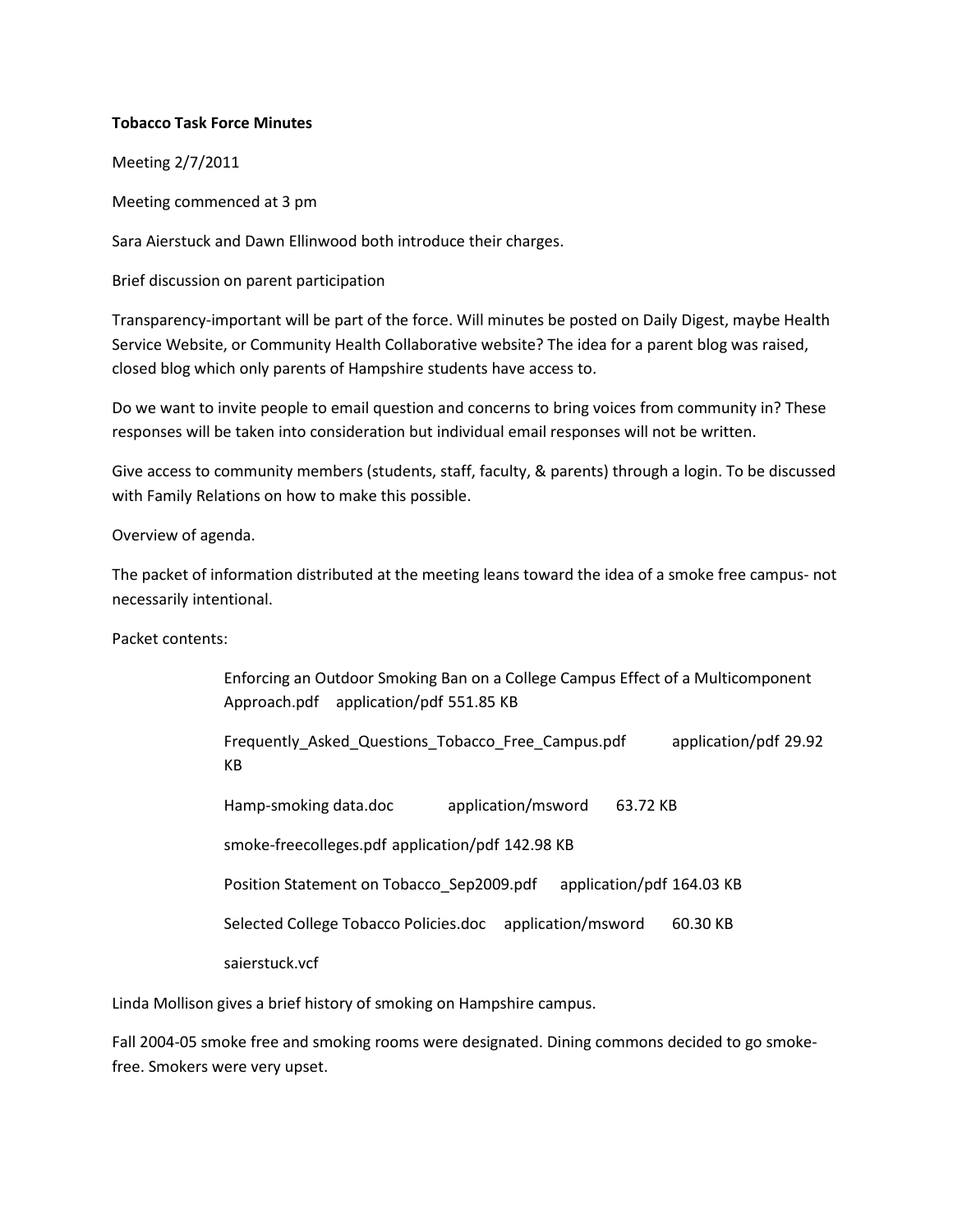**Tobacco Task Force Minutes**

Meeting 2/7/2011

Meeting commenced at 3 pm

Sara Aierstuck and Dawn Ellinwood both introduce their charges.

Brief discussion on parent participation

Transparency-important will be part of the force. Will minutes be posted on Daily Digest, maybe Health Service Website, or Community Health Collaborative website? The idea for a parent blog was raised, closed blog which only parents of Hampshire students have access to.

Do we want to invite people to email question and concerns to bring voices from community in? These responses will be taken into consideration but individual email responses will not be written.

Give access to community members (students, staff, faculty, & parents) through a login. To be discussed with Family Relations on how to make this possible.

Overview of agenda.

The packet of information distributed at the meeting leans toward the idea of a smoke free campus- not necessarily intentional.

Packet contents:

Enforcing an Outdoor Smoking Ban on a College Campus Effect of a Multicomponent Approach.pdf application/pdf 551.85 KB

Frequently_Asked_Questions_Tobacco_Free_Campus.pdf application/pdf 29.92 KB

Hamp-smoking data.doc application/msword 63.72 KB

smoke-freecolleges.pdf application/pdf 142.98 KB

Position Statement on Tobacco_Sep2009.pdf application/pdf 164.03 KB

Selected College Tobacco Policies.doc application/msword 60.30 KB

saierstuck.vcf

Linda Mollison gives a brief history of smoking on Hampshire campus.

Fall 2004-05 smoke free and smoking rooms were designated. Dining commons decided to go smoke-free. Smokers were very upset.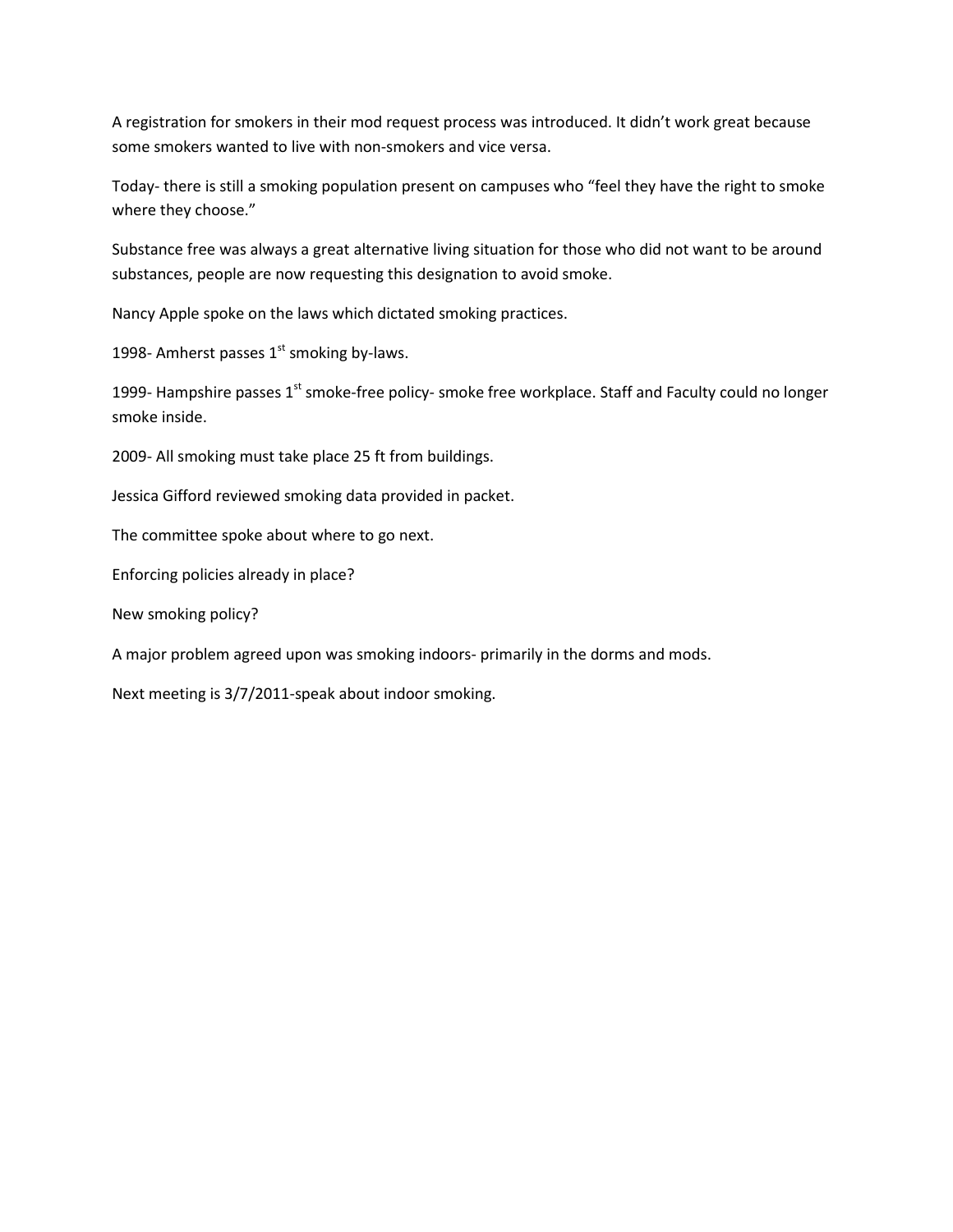A registration for smokers in their mod request process was introduced. It didn't work great because some smokers wanted to live with non-smokers and vice versa.

Today- there is still a smoking population present on campuses who "feel they have the right to smoke where they choose."

Substance free was always a great alternative living situation for those who did not want to be around substances, people are now requesting this designation to avoid smoke.

Nancy Apple spoke on the laws which dictated smoking practices.

1998- Amherst passes 1st smoking by-laws.

1999- Hampshire passes 1st smoke-free policy- smoke free workplace. Staff and Faculty could no longer smoke inside.

2009- All smoking must take place 25 ft from buildings.

Jessica Gifford reviewed smoking data provided in packet.

The committee spoke about where to go next.

Enforcing policies already in place?

New smoking policy?

A major problem agreed upon was smoking indoors- primarily in the dorms and mods.

Next meeting is 3/7/2011-speak about indoor smoking.